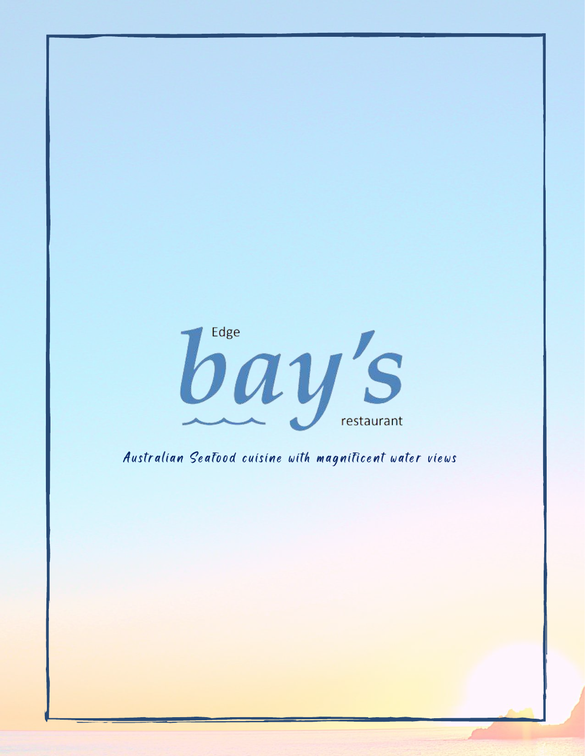# Edge bay's restaurant

*Australian Seafood cuisine with magnificent water views*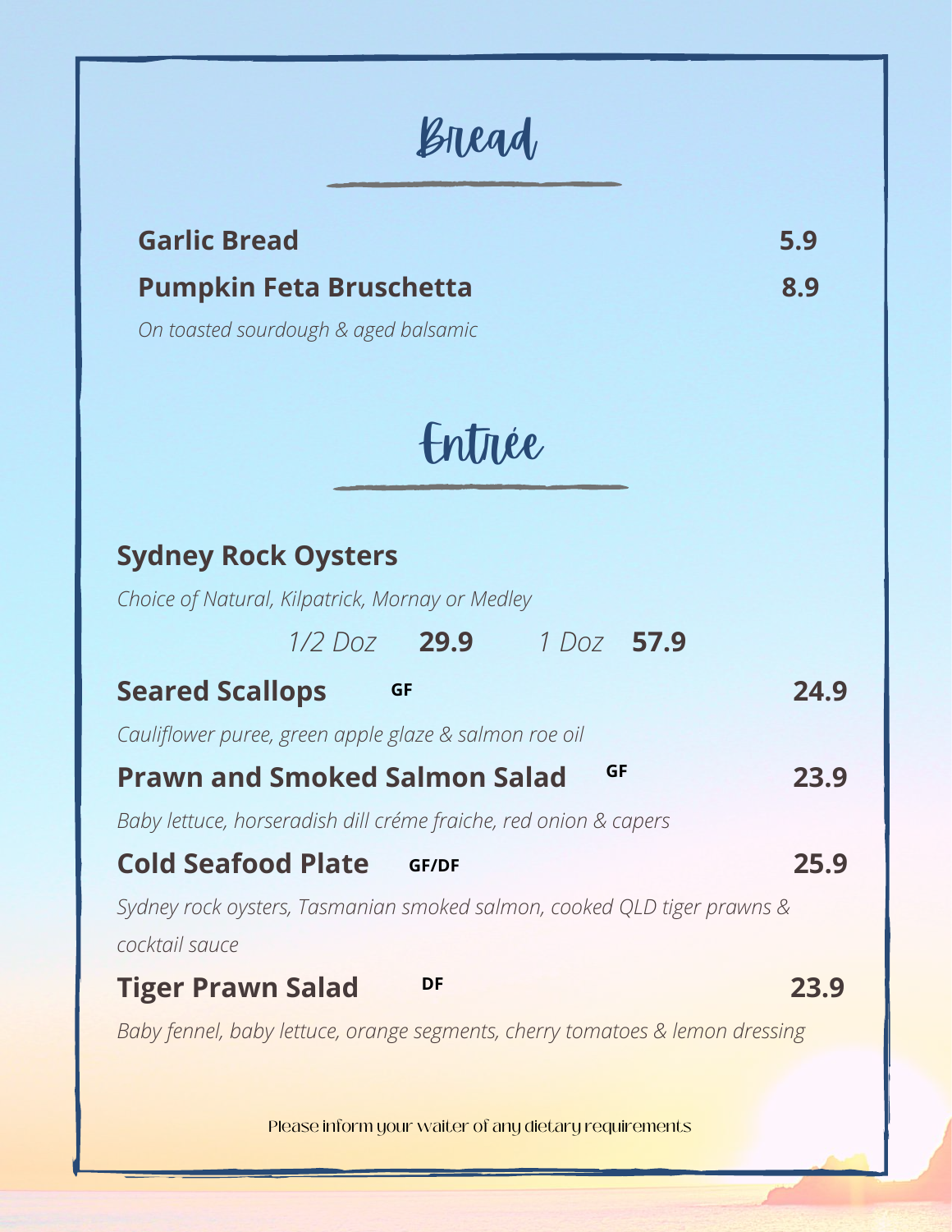# Bread

**Garlic Bread** **5.9**

**Pumpkin Feta Bruschetta** **8.9**

*On toasted sourdough & aged balsamic*

# Entrée

**Sydney Rock Oysters**

*Choice of Natural, Kilpatrick, Mornay or Medley*

*1/2 Doz* **29.9** *1 Doz* **57.9**

**Seared Scallops** **GF** **24.9**

*Cauliflower puree, green apple glaze & salmon roe oil*

**Prawn and Smoked Salmon Salad** **GF** **23.9**

*Baby lettuce, horseradish dill créme fraiche, red onion & capers*

**Cold Seafood Plate** **GF/DF** **25.9**

*Sydney rock oysters, Tasmanian smoked salmon, cooked QLD tiger prawns & cocktail sauce*

**Tiger Prawn Salad** **DF** **23.9**

*Baby fennel, baby lettuce, orange segments, cherry tomatoes & lemon dressing*

Please inform your waiter of any dietary requirements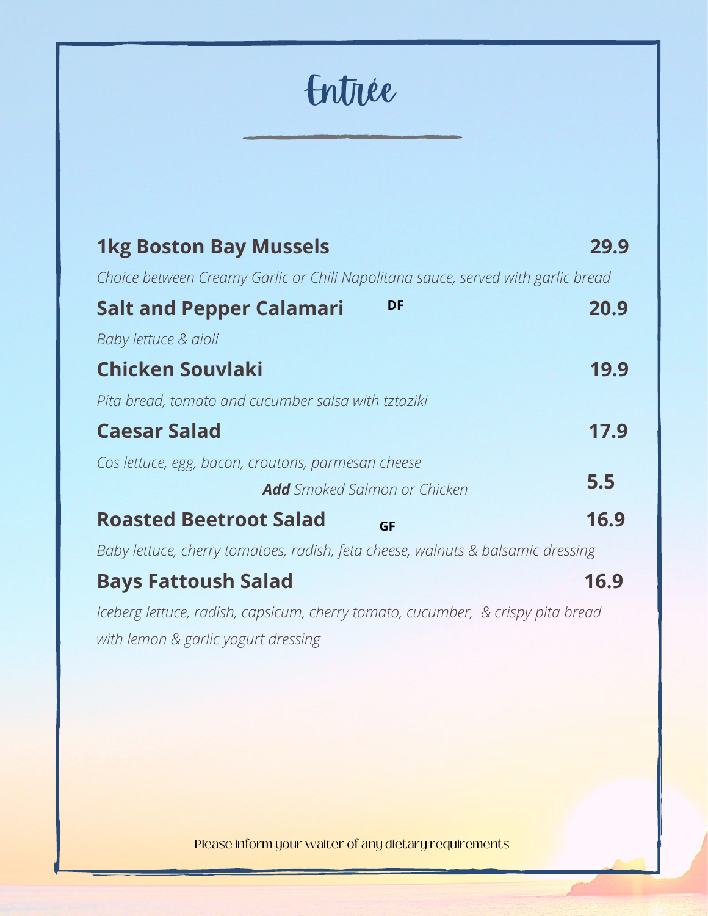# Entrée

**1kg Boston Bay Mussels** **29.9**

*Choice between Creamy Garlic or Chili Napolitana sauce, served with garlic bread*

**Salt and Pepper Calamari** **DF** **20.9**

*Baby lettuce & aioli*

**Chicken Souvlaki** **19.9**

*Pita bread, tomato and cucumber salsa with tztaziki*

**Caesar Salad** **17.9**

*Cos lettuce, egg, bacon, croutons, parmesan cheese*

***Add** Smoked Salmon or Chicken* **5.5**

**Roasted Beetroot Salad** **GF** **16.9**

*Baby lettuce, cherry tomatoes, radish, feta cheese, walnuts & balsamic dressing*

**Bays Fattoush Salad** **16.9**

*Iceberg lettuce, radish, capsicum, cherry tomato, cucumber, & crispy pita bread with lemon & garlic yogurt dressing*

Please inform your waiter of any dietary requirements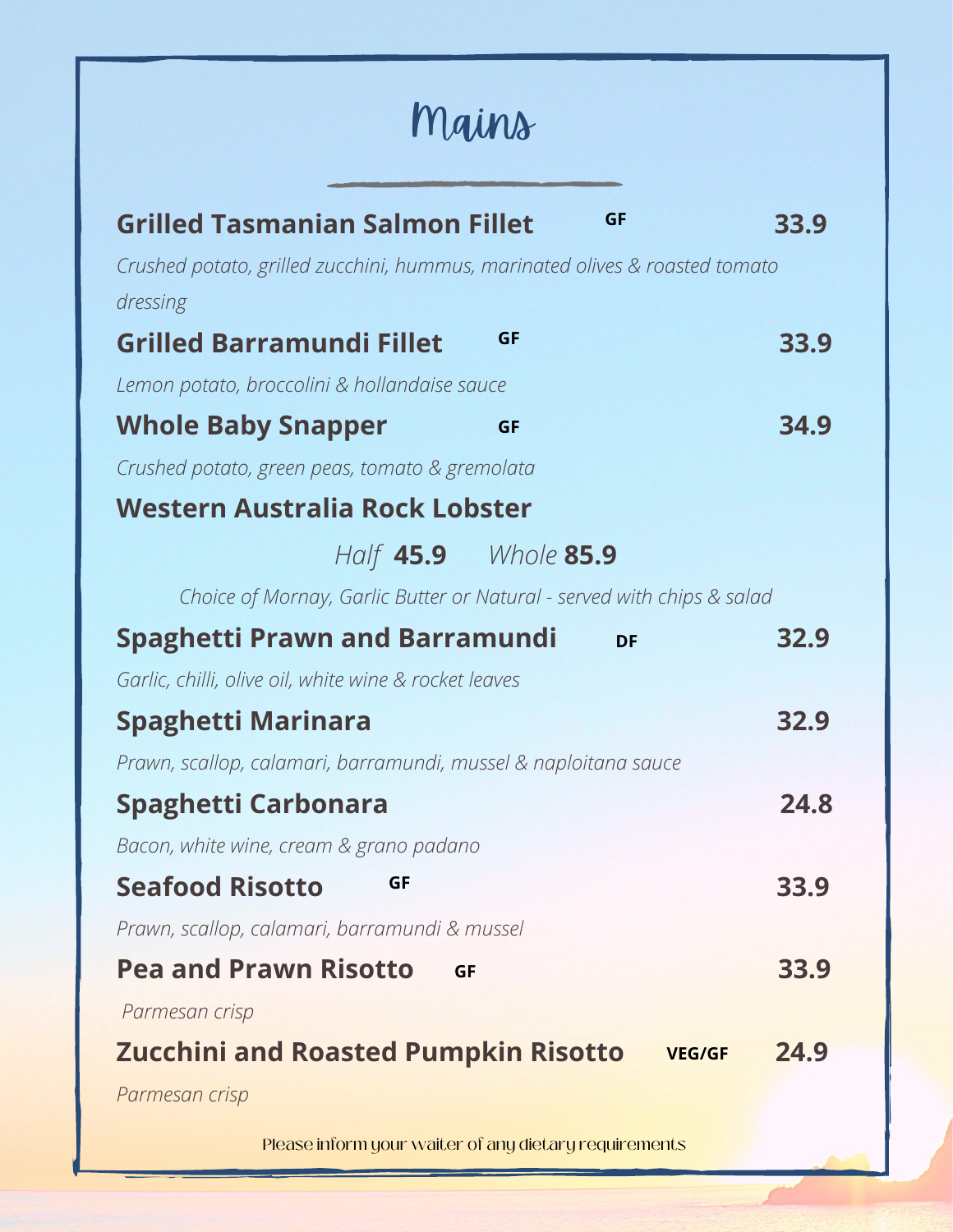# Mains

**Grilled Tasmanian Salmon Fillet** **GF** **33.9**

*Crushed potato, grilled zucchini, hummus, marinated olives & roasted tomato dressing*

**Grilled Barramundi Fillet** **GF** **33.9**

*Lemon potato, broccolini & hollandaise sauce*

**Whole Baby Snapper** **GF** **34.9**

*Crushed potato, green peas, tomato & gremolata*

**Western Australia Rock Lobster**

*Half* **45.9** *Whole* **85.9**

*Choice of Mornay, Garlic Butter or Natural - served with chips & salad*

**Spaghetti Prawn and Barramundi** **DF** **32.9**

*Garlic, chilli, olive oil, white wine & rocket leaves*

**Spaghetti Marinara** **32.9**

*Prawn, scallop, calamari, barramundi, mussel & naploitana sauce*

**Spaghetti Carbonara** **24.8**

*Bacon, white wine, cream & grano padano*

**Seafood Risotto** **GF** **33.9**

*Prawn, scallop, calamari, barramundi & mussel*

**Pea and Prawn Risotto** **GF** **33.9**

*Parmesan crisp*

**Zucchini and Roasted Pumpkin Risotto** **VEG/GF** **24.9**

*Parmesan crisp*

Please inform your waiter of any dietary requirements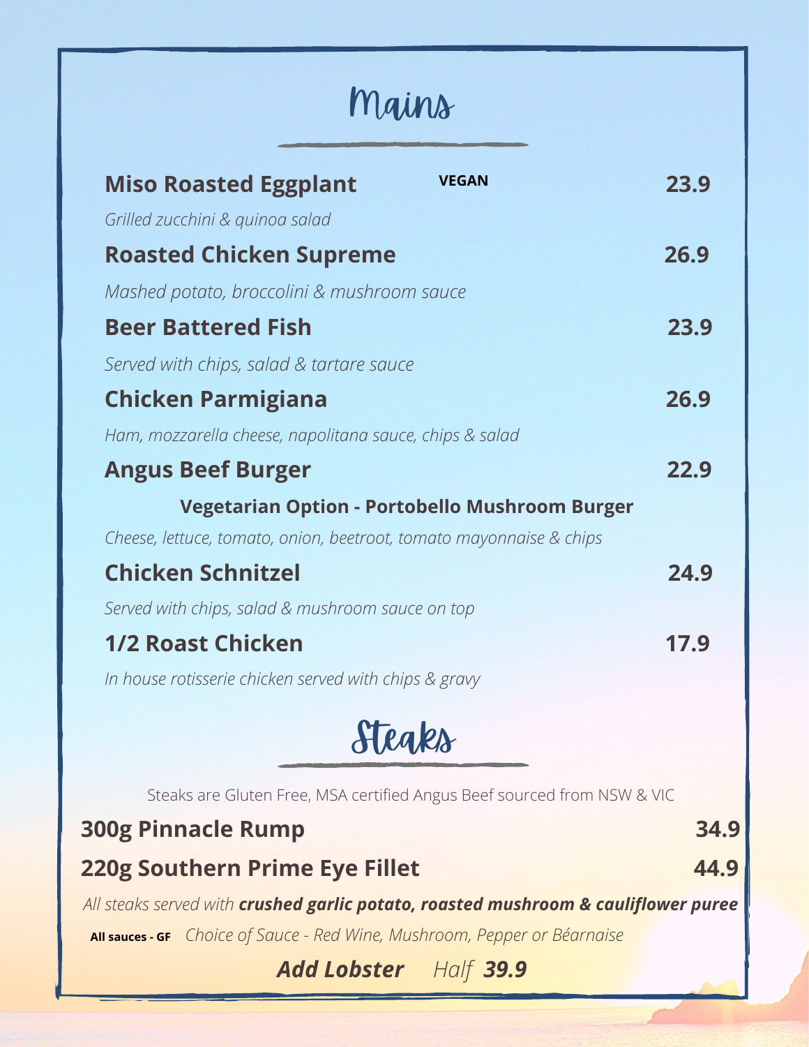# Mains

**Miso Roasted Eggplant** **VEGAN** **23.9**

*Grilled zucchini & quinoa salad*

**Roasted Chicken Supreme** **26.9**

*Mashed potato, broccolini & mushroom sauce*

**Beer Battered Fish** **23.9**

*Served with chips, salad & tartare sauce*

**Chicken Parmigiana** **26.9**

*Ham, mozzarella cheese, napolitana sauce, chips & salad*

**Angus Beef Burger** **22.9**

**Vegetarian Option - Portobello Mushroom Burger**

*Cheese, lettuce, tomato, onion, beetroot, tomato mayonnaise & chips*

**Chicken Schnitzel** **24.9**

*Served with chips, salad & mushroom sauce on top*

**1/2 Roast Chicken** **17.9**

*In house rotisserie chicken served with chips & gravy*

# Steaks

Steaks are Gluten Free, MSA certified Angus Beef sourced from NSW & VIC

**300g Pinnacle Rump** **34.9**

**220g Southern Prime Eye Fillet** **44.9**

*All steaks served with **crushed garlic potato, roasted mushroom & cauliflower puree***

**All sauces - GF** *Choice of Sauce - Red Wine, Mushroom, Pepper or Béarnaise*

***Add Lobster*** *Half **39.9***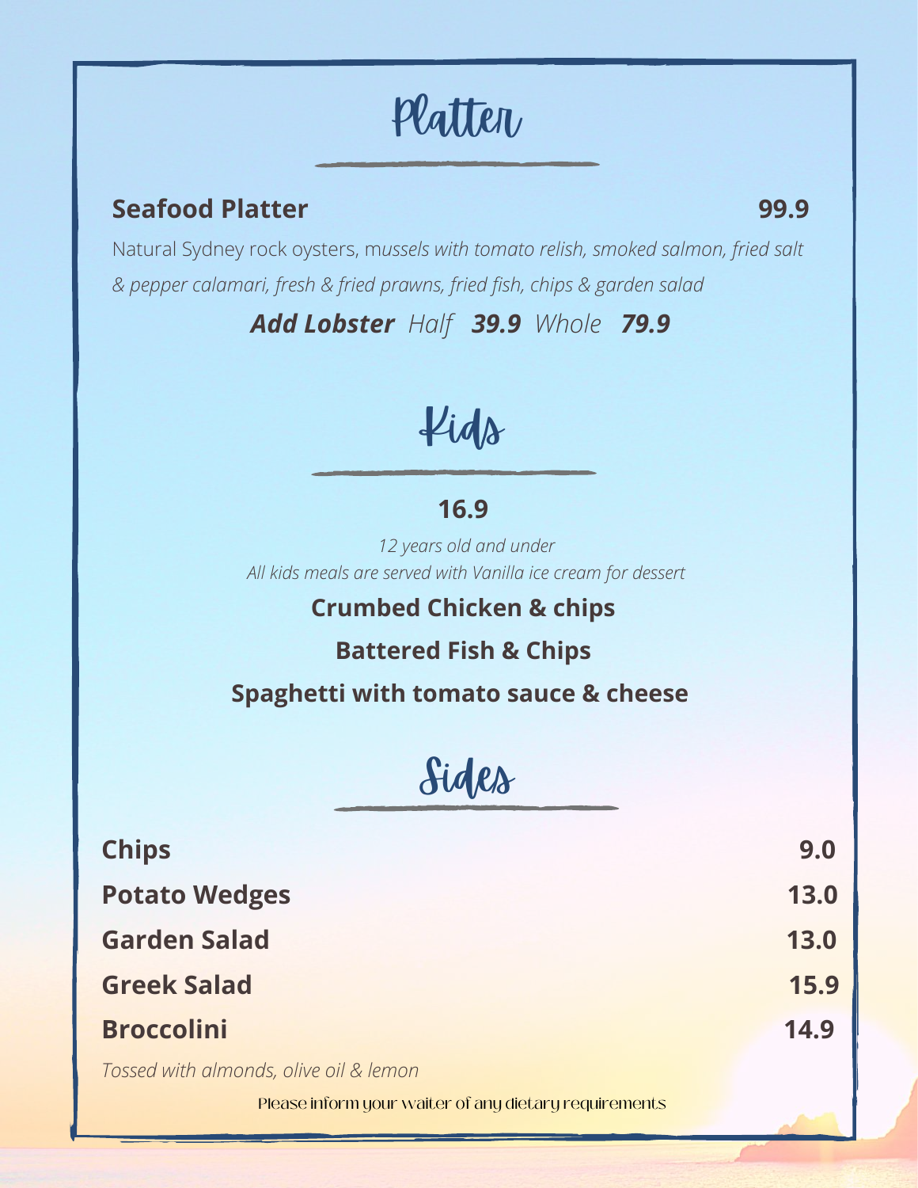# Platter

**Seafood Platter** **99.9**

Natural Sydney rock oysters, m*ussels with tomato relish, smoked salmon, fried salt & pepper calamari, fresh & fried prawns, fried fish, chips & garden salad*

***Add Lobster*** *Half* ***39.9*** *Whole* ***79.9***

# Kids

**16.9**

*12 years old and under*
*All kids meals are served with Vanilla ice cream for dessert*

**Crumbed Chicken & chips**

**Battered Fish & Chips**

**Spaghetti with tomato sauce & cheese**

# Sides

| | |
|---|---|
| **Chips** | **9.0** |
| **Potato Wedges** | **13.0** |
| **Garden Salad** | **13.0** |
| **Greek Salad** | **15.9** |
| **Broccolini** | **14.9** |

*Tossed with almonds, olive oil & lemon*

Please inform your waiter of any dietary requirements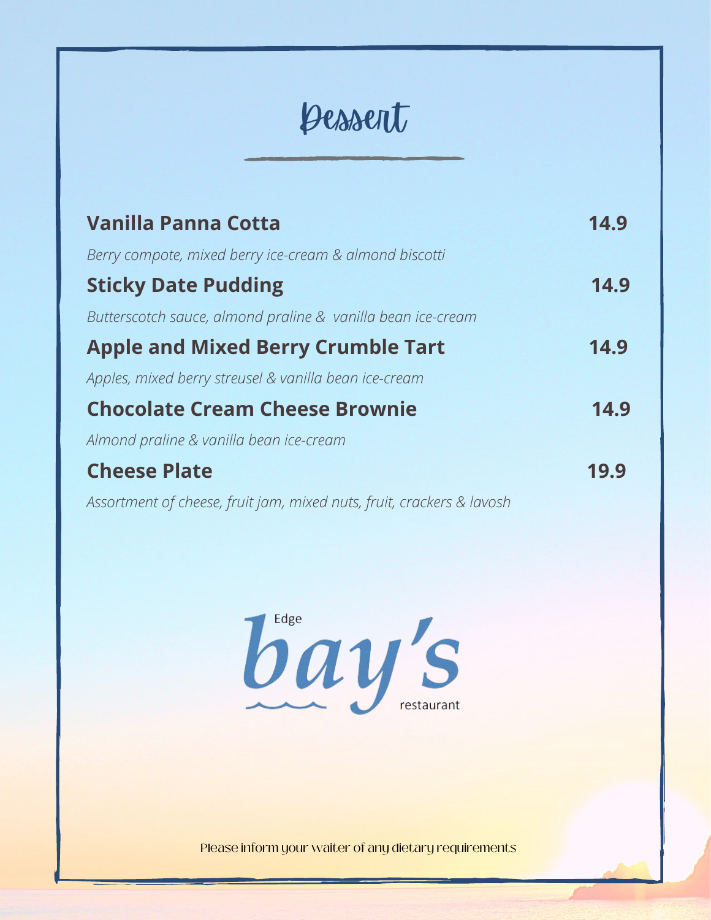# Dessert

**Vanilla Panna Cotta** **14.9**

*Berry compote, mixed berry ice-cream & almond biscotti*

**Sticky Date Pudding** **14.9**

*Butterscotch sauce, almond praline & vanilla bean ice-cream*

**Apple and Mixed Berry Crumble Tart** **14.9**

*Apples, mixed berry streusel & vanilla bean ice-cream*

**Chocolate Cream Cheese Brownie** **14.9**

*Almond praline & vanilla bean ice-cream*

**Cheese Plate** **19.9**

*Assortment of cheese, fruit jam, mixed nuts, fruit, crackers & lavosh*

Edge bay's restaurant

Please inform your waiter of any dietary requirements